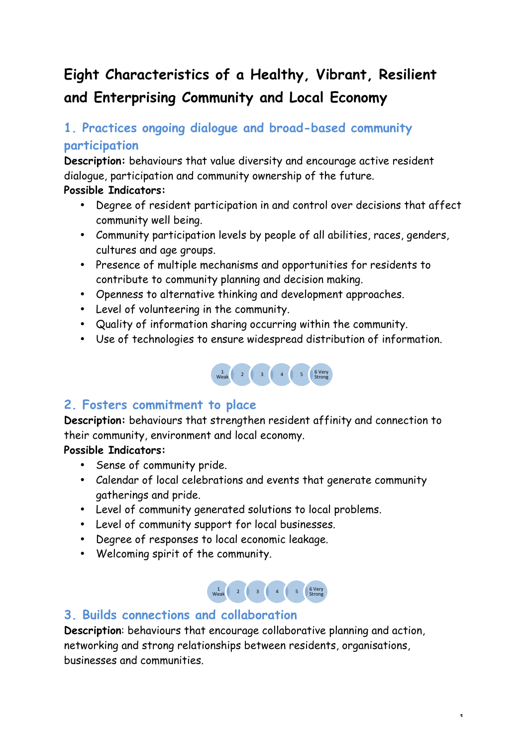# Eight Characteristics of a Healthy, Vibrant, Resilient and Enterprising Community and Local Economy

## 1. Practices ongoing dialogue and broad-based community participation

**Description:** behaviours that value diversity and encourage active resident dialogue, participation and community ownership of the future.

**Possible Indicators:**

- Degree of resident participation in and control over decisions that affect community well being.
- Community participation levels by people of all abilities, races, genders, cultures and age groups.
- Presence of multiple mechanisms and opportunities for residents to contribute to community planning and decision making.
- Openness to alternative thinking and development approaches.
- Level of volunteering in the community.
- Quality of information sharing occurring within the community.
- Use of technologies to ensure widespread distribution of information.

1 Weak | 2 | 3 | 4 | 5 | 6 Very Strong

## 2. Fosters commitment to place

**Description:** behaviours that strengthen resident affinity and connection to their community, environment and local economy.

**Possible Indicators:**

- Sense of community pride.
- Calendar of local celebrations and events that generate community gatherings and pride.
- Level of community generated solutions to local problems.
- Level of community support for local businesses.
- Degree of responses to local economic leakage.
- Welcoming spirit of the community.

1 Weak | 2 | 3 | 4 | 5 | 6 Very Strong

## 3. Builds connections and collaboration

**Description**: behaviours that encourage collaborative planning and action, networking and strong relationships between residents, organisations, businesses and communities.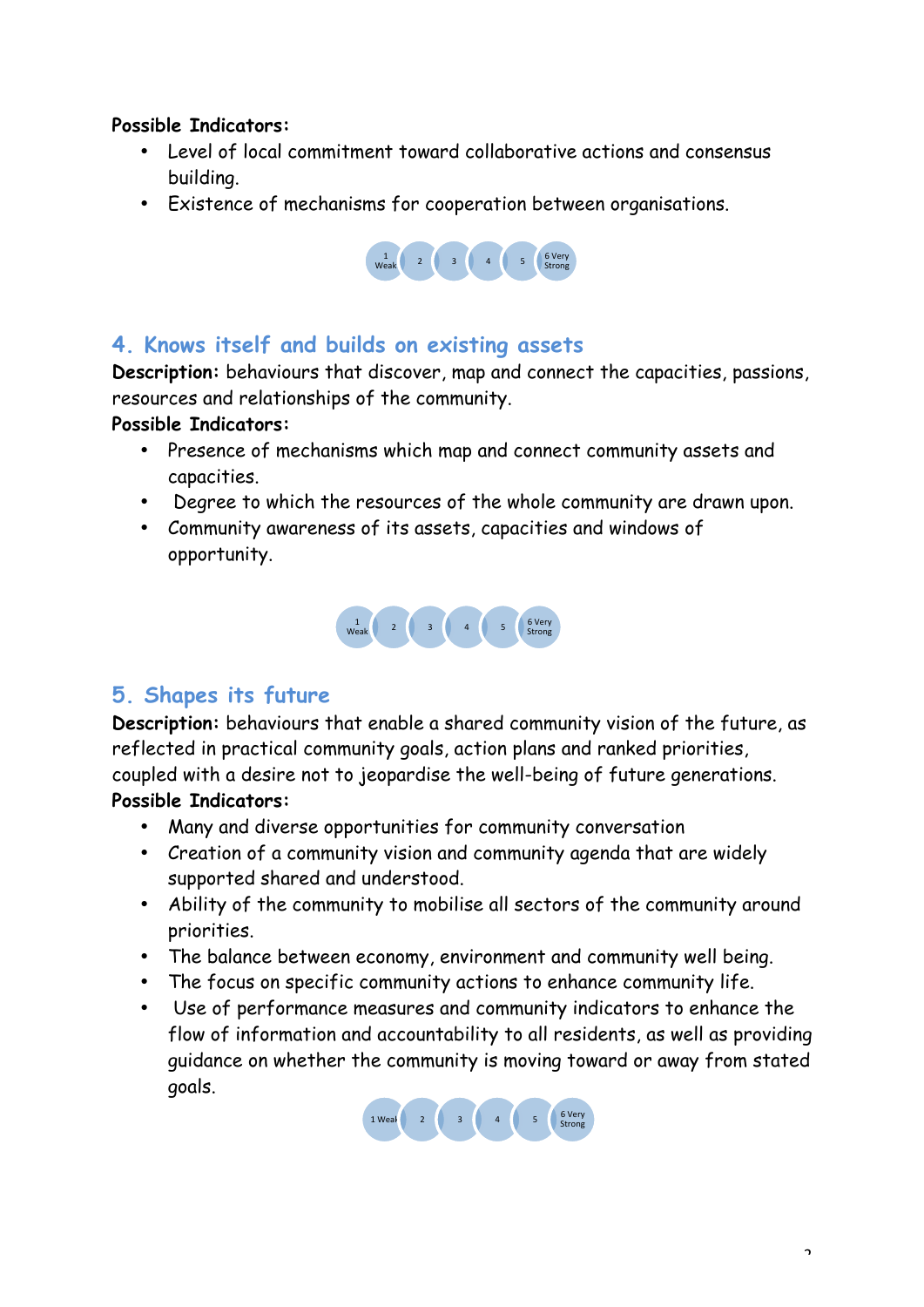**Possible Indicators:**

- Level of local commitment toward collaborative actions and consensus building.
- Existence of mechanisms for cooperation between organisations.

1 Weak 2 3 4 5 6 Very Strong

## 4. Knows itself and builds on existing assets

**Description:** behaviours that discover, map and connect the capacities, passions, resources and relationships of the community.

**Possible Indicators:**

- Presence of mechanisms which map and connect community assets and capacities.
- Degree to which the resources of the whole community are drawn upon.
- Community awareness of its assets, capacities and windows of opportunity.

1 Weak 2 3 4 5 6 Very Strong

## 5. Shapes its future

**Description:** behaviours that enable a shared community vision of the future, as reflected in practical community goals, action plans and ranked priorities, coupled with a desire not to jeopardise the well-being of future generations.

**Possible Indicators:**

- Many and diverse opportunities for community conversation
- Creation of a community vision and community agenda that are widely supported shared and understood.
- Ability of the community to mobilise all sectors of the community around priorities.
- The balance between economy, environment and community well being.
- The focus on specific community actions to enhance community life.
- Use of performance measures and community indicators to enhance the flow of information and accountability to all residents, as well as providing guidance on whether the community is moving toward or away from stated goals.

1 Weak 2 3 4 5 6 Very Strong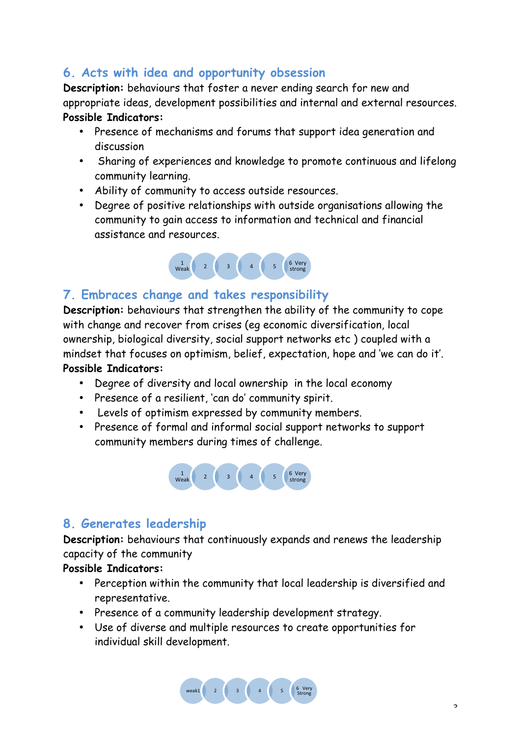## 6. Acts with idea and opportunity obsession

**Description:** behaviours that foster a never ending search for new and appropriate ideas, development possibilities and internal and external resources.

**Possible Indicators:**

- Presence of mechanisms and forums that support idea generation and discussion
- Sharing of experiences and knowledge to promote continuous and lifelong community learning.
- Ability of community to access outside resources.
- Degree of positive relationships with outside organisations allowing the community to gain access to information and technical and financial assistance and resources.

1 Weak | 2 | 3 | 4 | 5 | 6 Very strong

## 7. Embraces change and takes responsibility

**Description:** behaviours that strengthen the ability of the community to cope with change and recover from crises (eg economic diversification, local ownership, biological diversity, social support networks etc ) coupled with a mindset that focuses on optimism, belief, expectation, hope and 'we can do it'.

**Possible Indicators:**

- Degree of diversity and local ownership in the local economy
- Presence of a resilient, 'can do' community spirit.
- Levels of optimism expressed by community members.
- Presence of formal and informal social support networks to support community members during times of challenge.

1 Weak | 2 | 3 | 4 | 5 | 6 Very strong

## 8. Generates leadership

**Description:** behaviours that continuously expands and renews the leadership capacity of the community

**Possible Indicators:**

- Perception within the community that local leadership is diversified and representative.
- Presence of a community leadership development strategy.
- Use of diverse and multiple resources to create opportunities for individual skill development.

weak1 | 2 | 3 | 4 | 5 | 6 Very Strong